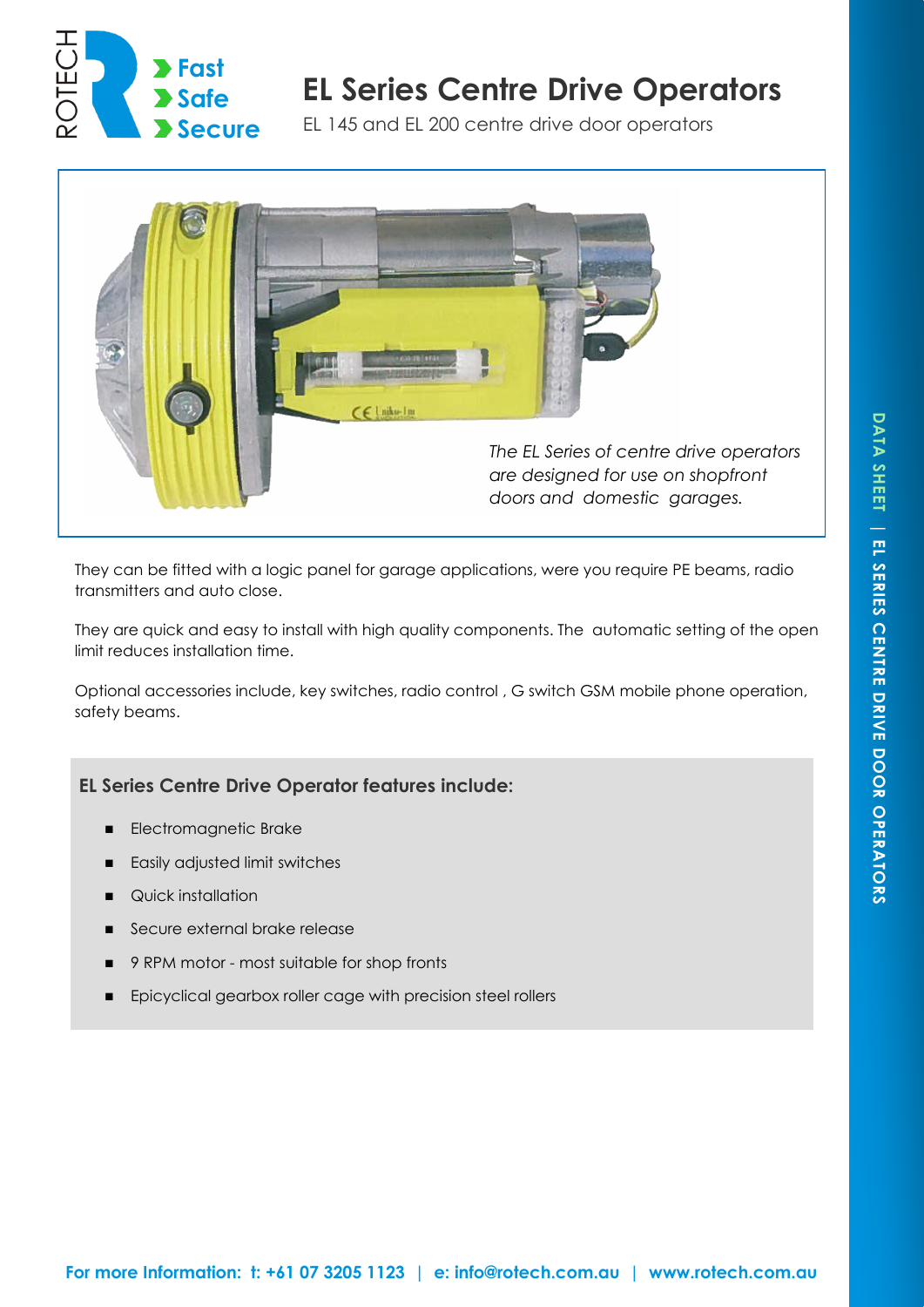ROTECH

Fast
Safe
Secure

# EL Series Centre Drive Operators

EL 145 and EL 200 centre drive door operators

*The EL Series of centre drive operators are designed for use on shopfront doors and domestic garages.*

They can be fitted with a logic panel for garage applications, were you require PE beams, radio transmitters and auto close.

They are quick and easy to install with high quality components. The automatic setting of the open limit reduces installation time.

Optional accessories include, key switches, radio control , G switch GSM mobile phone operation, safety beams.

### EL Series Centre Drive Operator features include:

- Electromagnetic Brake
- Easily adjusted limit switches
- Quick installation
- Secure external brake release
- 9 RPM motor - most suitable for shop fronts
- Epicyclical gearbox roller cage with precision steel rollers

For more Information: t: +61 07 3205 1123 | e: info@rotech.com.au | www.rotech.com.au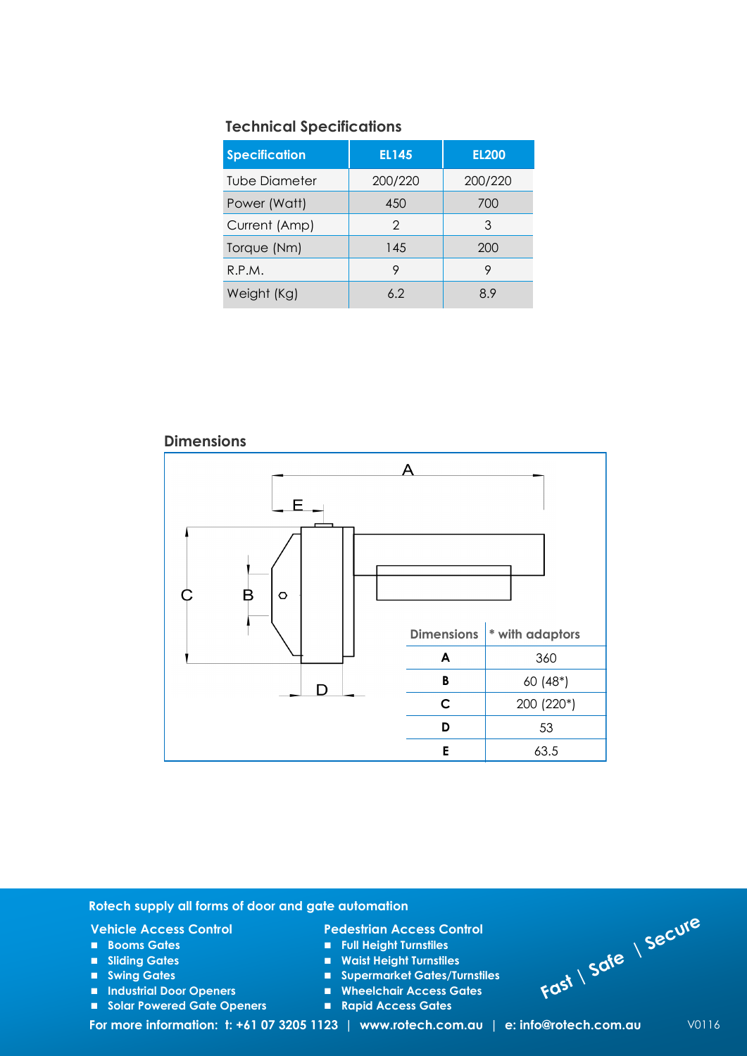## Technical Specifications

| Specification | EL145 | EL200 |
|---|---|---|
| Tube Diameter | 200/220 | 200/220 |
| Power (Watt) | 450 | 700 |
| Current (Amp) | 2 | 3 |
| Torque (Nm) | 145 | 200 |
| R.P.M. | 9 | 9 |
| Weight (Kg) | 6.2 | 8.9 |

## Dimensions

A
E
C
B
D

| Dimensions | * with adaptors |
|---|---|
| **A** | 360 |
| **B** | 60 (48*) |
| **C** | 200 (220*) |
| **D** | 53 |
| **E** | 63.5 |

**Rotech supply all forms of door and gate automation**

**Vehicle Access Control**

- Booms Gates
- Sliding Gates
- Swing Gates
- Industrial Door Openers
- Solar Powered Gate Openers

**Pedestrian Access Control**

- Full Height Turnstiles
- Waist Height Turnstiles
- Supermarket Gates/Turnstiles
- Wheelchair Access Gates
- Rapid Access Gates

Fast | Safe | Secure

**For more information: t: +61 07 3205 1123 | www.rotech.com.au | e: info@rotech.com.au**

V0116